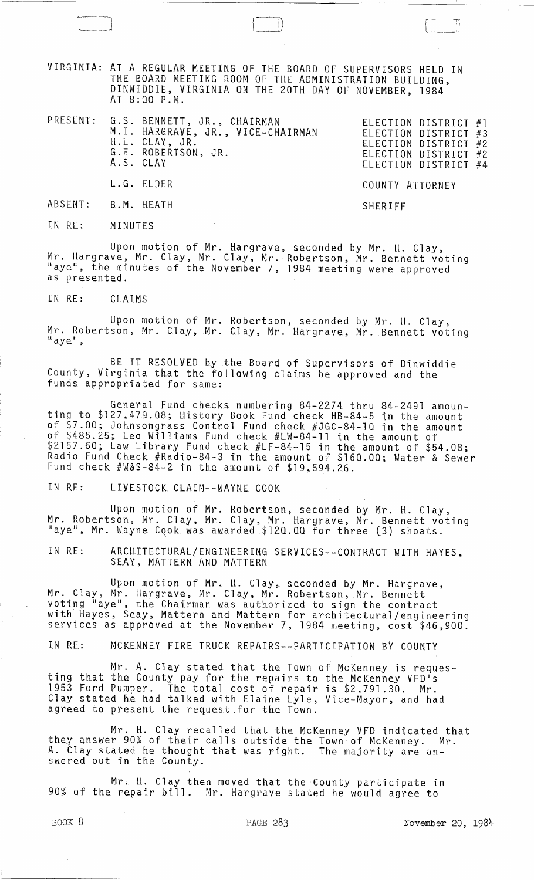VIRGINIA: AT A REGULAR MEETING OF THE BOARD OF SUPERVISORS HELD IN THE BOARD MEETING ROOM OF THE ADMINISTRATION BUILDING, DINWIDDIE, VIRGINIA ON THE 20TH DAY OF NOVEMBER, 1984 AT 8:00 P.M.

| | | |
|---|---|---|
| PRESENT: | G.S. BENNETT, JR., CHAIRMAN | ELECTION DISTRICT #1 |
| | M.I. HARGRAVE, JR., VICE-CHAIRMAN | ELECTION DISTRICT #3 |
| | H.L. CLAY, JR. | ELECTION DISTRICT #2 |
| | G.E. ROBERTSON, JR. | ELECTION DISTRICT #2 |
| | A.S. CLAY | ELECTION DISTRICT #4 |
| | L.G. ELDER | COUNTY ATTORNEY |
| ABSENT: | B.M. HEATH | SHERIFF |

IN RE: MINUTES

Upon motion of Mr. Hargrave, seconded by Mr. H. Clay, Mr. Hargrave, Mr. Clay, Mr. Clay, Mr. Robertson, Mr. Bennett voting "aye", the minutes of the November 7, 1984 meeting were approved as presented.

IN RE: CLAIMS

Upon motion of Mr. Robertson, seconded by Mr. H. Clay, Mr. Robertson, Mr. Clay, Mr. Clay, Mr. Hargrave, Mr. Bennett voting "aye",

BE IT RESOLVED by the Board of Supervisors of Dinwiddie County, Virginia that the following claims be approved and the funds appropriated for same:

General Fund checks numbering 84-2274 thru 84-2491 amounting to $127,479.08; History Book Fund check HB-84-5 in the amount of $7.00; Johnsongrass Control Fund check #JGC-84-10 in the amount of $485.25; Leo Williams Fund check #LW-84-11 in the amount of $2157.60; Law Library Fund check #LF-84-15 in the amount of $54.08; Radio Fund Check #Radio-84-3 in the amount of $160.00; Water & Sewer Fund check #W&S-84-2 in the amount of $19,594.26.

IN RE: LIVESTOCK CLAIM--WAYNE COOK

Upon motion of Mr. Robertson, seconded by Mr. H. Clay, Mr. Robertson, Mr. Clay, Mr. Clay, Mr. Hargrave, Mr. Bennett voting "aye", Mr. Wayne Cook was awarded $120.00 for three (3) shoats.

IN RE: ARCHITECTURAL/ENGINEERING SERVICES--CONTRACT WITH HAYES, SEAY, MATTERN AND MATTERN

Upon motion of Mr. H. Clay, seconded by Mr. Hargrave, Mr. Clay, Mr. Hargrave, Mr. Clay, Mr. Robertson, Mr. Bennett voting "aye", the Chairman was authorized to sign the contract with Hayes, Seay, Mattern and Mattern for architectural/engineering services as approved at the November 7, 1984 meeting, cost $46,900.

IN RE: MCKENNEY FIRE TRUCK REPAIRS--PARTICIPATION BY COUNTY

Mr. A. Clay stated that the Town of McKenney is requesting that the County pay for the repairs to the McKenney VFD's 1953 Ford Pumper. The total cost of repair is $2,791.30. Mr. Clay stated he had talked with Elaine Lyle, Vice-Mayor, and had agreed to present the request for the Town.

Mr. H. Clay recalled that the McKenney VFD indicated that they answer 90% of their calls outside the Town of McKenney. Mr. A. Clay stated he thought that was right. The majority are answered out in the County.

Mr. H. Clay then moved that the County participate in 90% of the repair bill. Mr. Hargrave stated he would agree to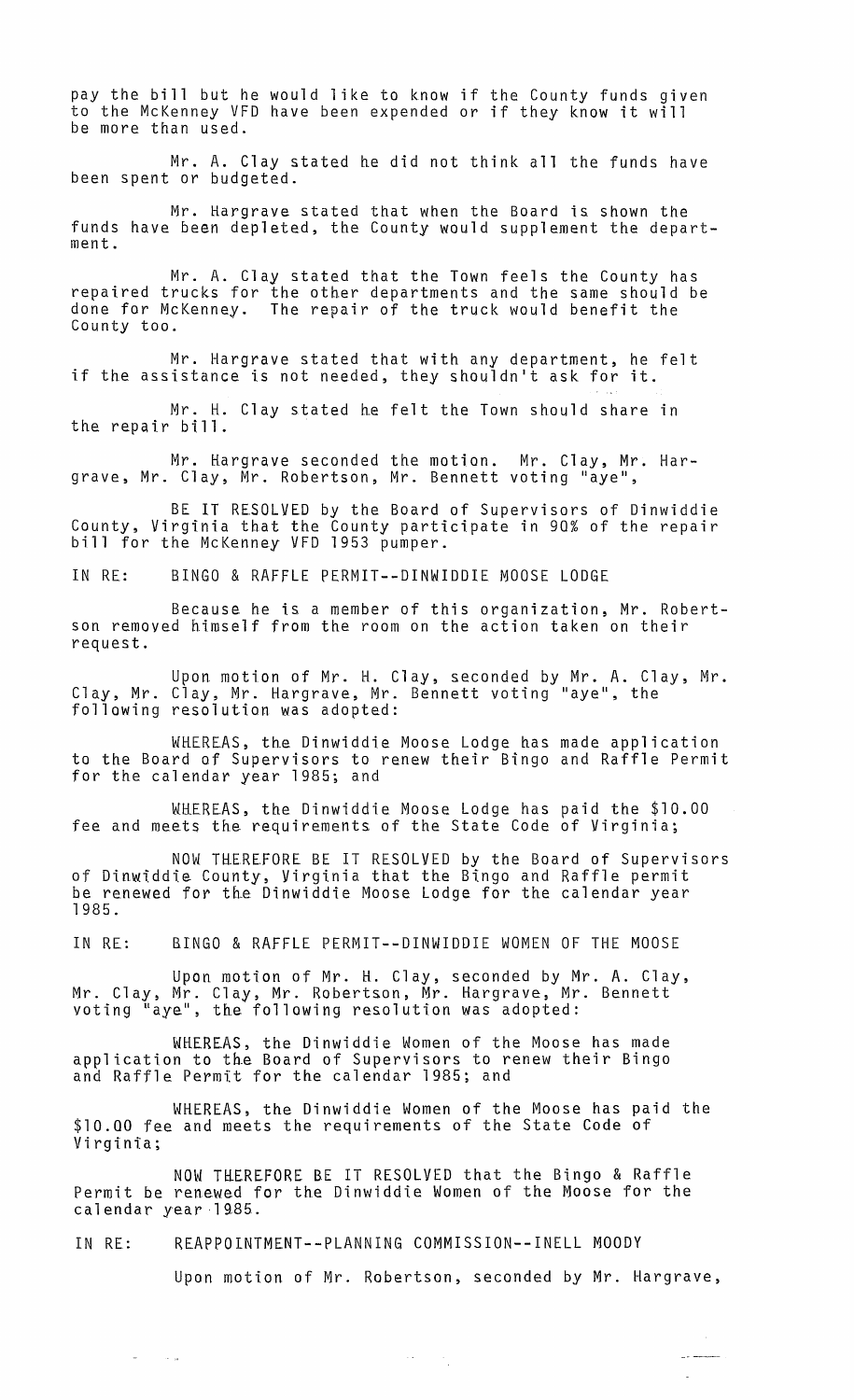pay the bill but he would like to know if the County funds given to the McKenney VFD have been expended or if they know it will be more than used.

Mr. A. Clay stated he did not think all the funds have been spent or budgeted.

Mr. Hargrave stated that when the Board is shown the funds have been depleted, the County would supplement the department.

Mr. A. Clay stated that the Town feels the County has repaired trucks for the other departments and the same should be done for McKenney. The repair of the truck would benefit the County too.

Mr. Hargrave stated that with any department, he felt if the assistance is not needed, they shouldn't ask for it.

Mr. H. Clay stated he felt the Town should share in the repair bill.

Mr. Hargrave seconded the motion. Mr. Clay, Mr. Hargrave, Mr. Clay, Mr. Robertson, Mr. Bennett voting "aye",

BE IT RESOLVED by the Board of Supervisors of Dinwiddie County, Virginia that the County participate in 90% of the repair bill for the McKenney VFD 1953 pumper.

IN RE: BINGO & RAFFLE PERMIT--DINWIDDIE MOOSE LODGE

Because he is a member of this organization, Mr. Robertson removed himself from the room on the action taken on their request.

Upon motion of Mr. H. Clay, seconded by Mr. A. Clay, Mr. Clay, Mr. Clay, Mr. Hargrave, Mr. Bennett voting "aye", the following resolution was adopted:

WHEREAS, the Dinwiddie Moose Lodge has made application to the Board of Supervisors to renew their Bingo and Raffle Permit for the calendar year 1985; and

WHEREAS, the Dinwiddie Moose Lodge has paid the $10.00 fee and meets the requirements of the State Code of Virginia;

NOW THEREFORE BE IT RESOLVED by the Board of Supervisors of Dinwiddie County, Virginia that the Bingo and Raffle permit be renewed for the Dinwiddie Moose Lodge for the calendar year 1985.

IN RE: BINGO & RAFFLE PERMIT--DINWIDDIE WOMEN OF THE MOOSE

Upon motion of Mr. H. Clay, seconded by Mr. A. Clay, Mr. Clay, Mr. Clay, Mr. Robertson, Mr. Hargrave, Mr. Bennett voting "aye", the following resolution was adopted:

WHEREAS, the Dinwiddie Women of the Moose has made application to the Board of Supervisors to renew their Bingo and Raffle Permit for the calendar 1985; and

WHEREAS, the Dinwiddie Women of the Moose has paid the $10.00 fee and meets the requirements of the State Code of Virginia;

NOW THEREFORE BE IT RESOLVED that the Bingo & Raffle Permit be renewed for the Dinwiddie Women of the Moose for the calendar year 1985.

IN RE: REAPPOINTMENT--PLANNING COMMISSION--INELL MOODY

Upon motion of Mr. Robertson, seconded by Mr. Hargrave,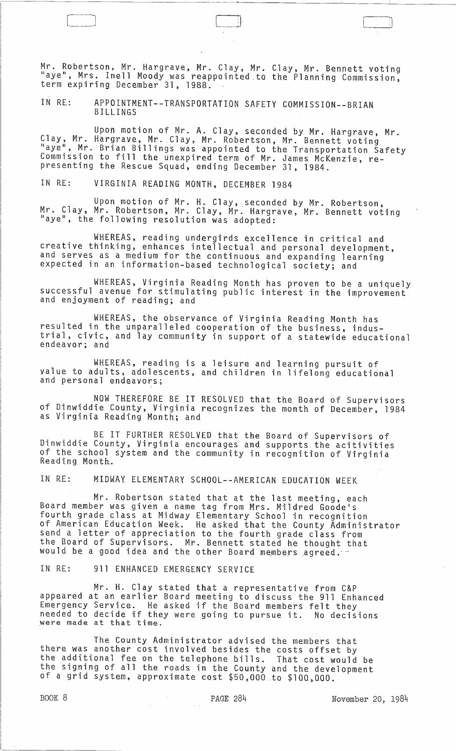Mr. Robertson, Mr. Hargrave, Mr. Clay, Mr. Clay, Mr. Bennett voting "aye", Mrs. Inell Moody was reappointed to the Planning Commission, term expiring December 31, 1988.

IN RE: APPOINTMENT--TRANSPORTATION SAFETY COMMISSION--BRIAN BILLINGS

Upon motion of Mr. A. Clay, seconded by Mr. Hargrave, Mr. Clay, Mr. Hargrave, Mr. Clay, Mr. Robertson, Mr. Bennett voting "aye", Mr. Brian Billings was appointed to the Transportation Safety Commission to fill the unexpired term of Mr. James McKenzie, representing the Rescue Squad, ending December 31, 1984.

IN RE: VIRGINIA READING MONTH, DECEMBER 1984

Upon motion of Mr. H. Clay, seconded by Mr. Robertson, Mr. Clay, Mr. Robertson, Mr. Clay, Mr. Hargrave, Mr. Bennett voting "aye", the following resolution was adopted:

WHEREAS, reading undergirds excellence in critical and creative thinking, enhances intellectual and personal development, and serves as a medium for the continuous and expanding learning expected in an information-based technological society; and

WHEREAS, Virginia Reading Month has proven to be a uniquely successful avenue for stimulating public interest in the improvement and enjoyment of reading; and

WHEREAS, the observance of Virginia Reading Month has resulted in the unparalleled cooperation of the business, industrial, civic, and lay community in support of a statewide educational endeavor; and

WHEREAS, reading is a leisure and learning pursuit of value to adults, adolescents, and children in lifelong educational and personal endeavors;

NOW THEREFORE BE IT RESOLVED that the Board of Supervisors of Dinwiddie County, Virginia recognizes the month of December, 1984 as Virginia Reading Month; and

BE IT FURTHER RESOLVED that the Board of Supervisors of Dinwiddie County, Virginia encourages and supports the acitivities of the school system and the community in recognition of Virginia Reading Month.

IN RE: MIDWAY ELEMENTARY SCHOOL--AMERICAN EDUCATION WEEK

Mr. Robertson stated that at the last meeting, each Board member was given a name tag from Mrs. Mildred Goode's fourth grade class at Midway Elementary School in recognition of American Education Week. He asked that the County Administrator send a letter of appreciation to the fourth grade class from the Board of Supervisors. Mr. Bennett stated he thought that would be a good idea and the other Board members agreed.

IN RE: 911 ENHANCED EMERGENCY SERVICE

Mr. H. Clay stated that a representative from C&P appeared at an earlier Board meeting to discuss the 911 Enhanced Emergency Service. He asked if the Board members felt they needed to decide if they were going to pursue it. No decisions were made at that time.

The County Administrator advised the members that there was another cost involved besides the costs offset by the additional fee on the telephone bills. That cost would be the signing of all the roads in the County and the development of a grid system, approximate cost $50,000 to $100,000.

BOOK 8 PAGE 284 November 20, 1984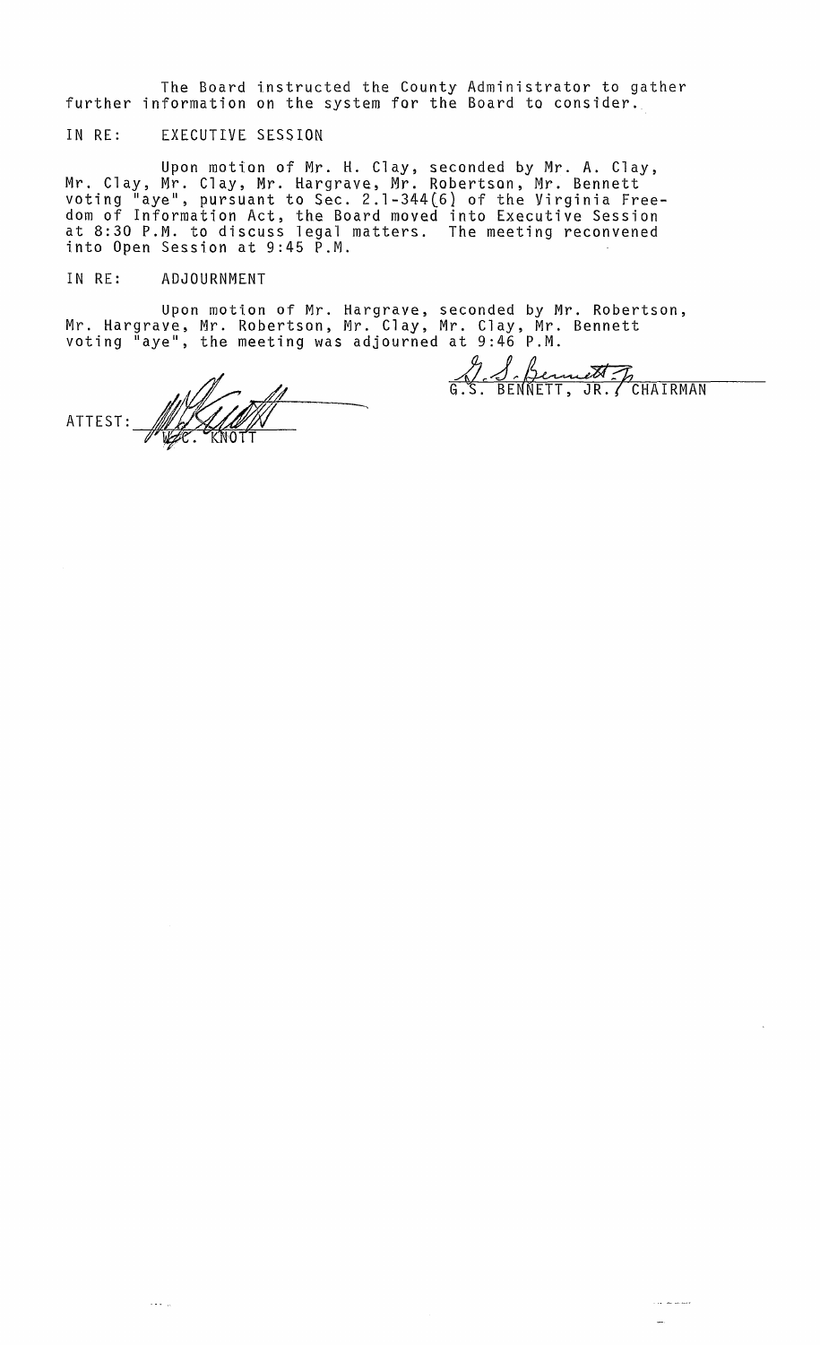The Board instructed the County Administrator to gather further information on the system for the Board to consider.

IN RE: EXECUTIVE SESSION

Upon motion of Mr. H. Clay, seconded by Mr. A. Clay, Mr. Clay, Mr. Clay, Mr. Hargrave, Mr. Robertson, Mr. Bennett voting "aye", pursuant to Sec. 2.1-344(6) of the Virginia Freedom of Information Act, the Board moved into Executive Session at 8:30 P.M. to discuss legal matters. The meeting reconvened into Open Session at 9:45 P.M.

IN RE: ADJOURNMENT

Upon motion of Mr. Hargrave, seconded by Mr. Robertson, Mr. Hargrave, Mr. Robertson, Mr. Clay, Mr. Clay, Mr. Bennett voting "aye", the meeting was adjourned at 9:46 P.M.

G.S. BENNETT, JR., CHAIRMAN

ATTEST: W.C. KNOTT